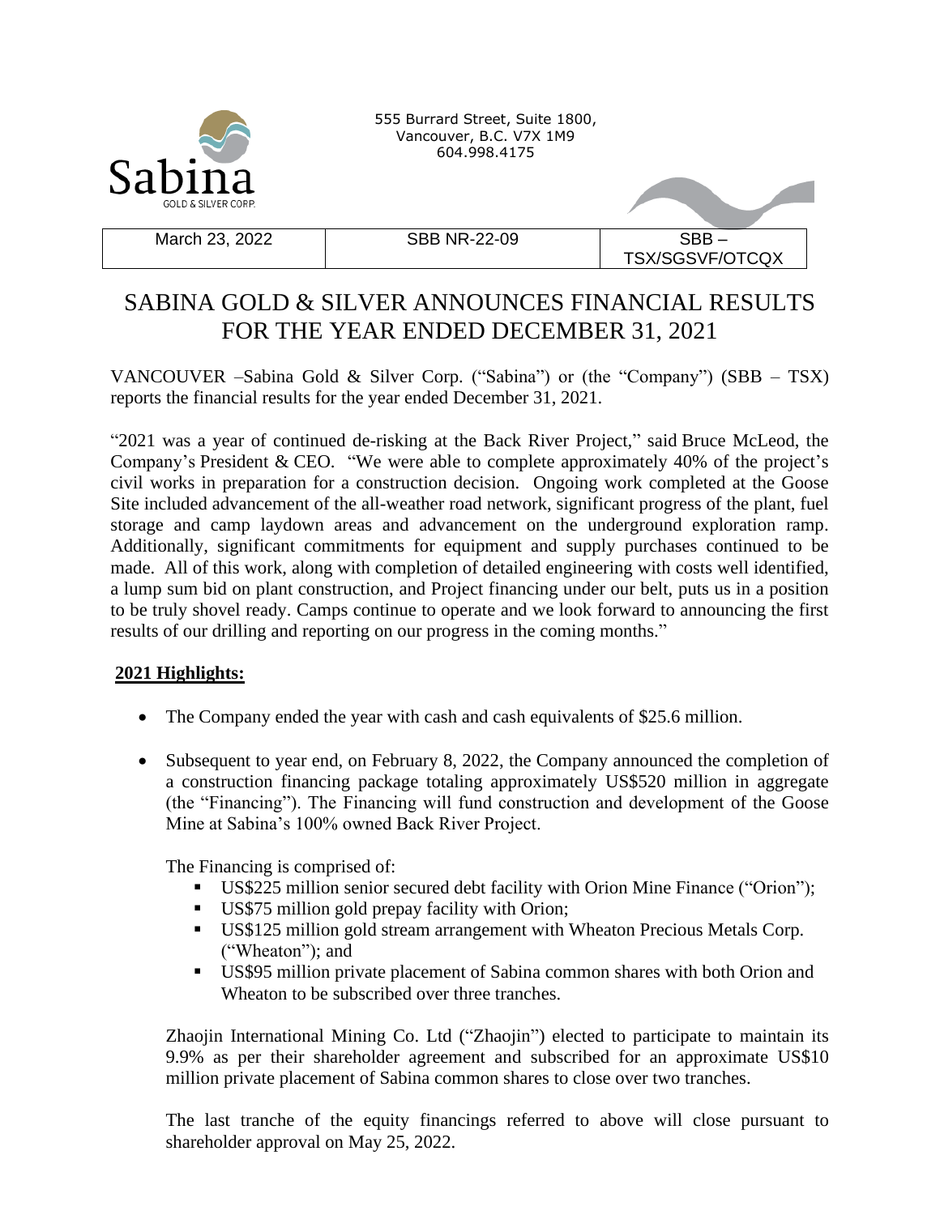Sabina
GOLD & SILVER CORP.

555 Burrard Street, Suite 1800,
Vancouver, B.C. V7X 1M9
604.998.4175

| March 23, 2022 | SBB NR-22-09 | SBB – TSX/SGSVF/OTCQX |
|---|---|---|

# SABINA GOLD & SILVER ANNOUNCES FINANCIAL RESULTS FOR THE YEAR ENDED DECEMBER 31, 2021

VANCOUVER –Sabina Gold & Silver Corp. ("Sabina") or (the "Company") (SBB – TSX) reports the financial results for the year ended December 31, 2021.

"2021 was a year of continued de-risking at the Back River Project," said Bruce McLeod, the Company's President & CEO. "We were able to complete approximately 40% of the project's civil works in preparation for a construction decision. Ongoing work completed at the Goose Site included advancement of the all-weather road network, significant progress of the plant, fuel storage and camp laydown areas and advancement on the underground exploration ramp. Additionally, significant commitments for equipment and supply purchases continued to be made. All of this work, along with completion of detailed engineering with costs well identified, a lump sum bid on plant construction, and Project financing under our belt, puts us in a position to be truly shovel ready. Camps continue to operate and we look forward to announcing the first results of our drilling and reporting on our progress in the coming months."

**2021 Highlights:**

- The Company ended the year with cash and cash equivalents of $25.6 million.

- Subsequent to year end, on February 8, 2022, the Company announced the completion of a construction financing package totaling approximately US$520 million in aggregate (the "Financing"). The Financing will fund construction and development of the Goose Mine at Sabina's 100% owned Back River Project.

  The Financing is comprised of:
  - US$225 million senior secured debt facility with Orion Mine Finance ("Orion");
  - US$75 million gold prepay facility with Orion;
  - US$125 million gold stream arrangement with Wheaton Precious Metals Corp. ("Wheaton"); and
  - US$95 million private placement of Sabina common shares with both Orion and Wheaton to be subscribed over three tranches.

  Zhaojin International Mining Co. Ltd ("Zhaojin") elected to participate to maintain its 9.9% as per their shareholder agreement and subscribed for an approximate US$10 million private placement of Sabina common shares to close over two tranches.

  The last tranche of the equity financings referred to above will close pursuant to shareholder approval on May 25, 2022.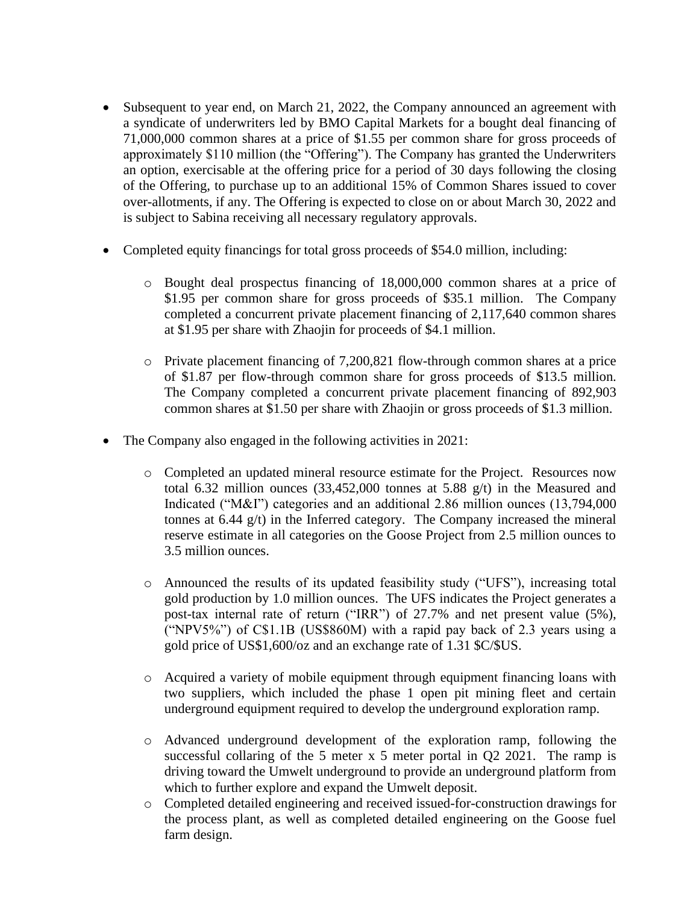- Subsequent to year end, on March 21, 2022, the Company announced an agreement with a syndicate of underwriters led by BMO Capital Markets for a bought deal financing of 71,000,000 common shares at a price of $1.55 per common share for gross proceeds of approximately $110 million (the "Offering"). The Company has granted the Underwriters an option, exercisable at the offering price for a period of 30 days following the closing of the Offering, to purchase up to an additional 15% of Common Shares issued to cover over-allotments, if any. The Offering is expected to close on or about March 30, 2022 and is subject to Sabina receiving all necessary regulatory approvals.

- Completed equity financings for total gross proceeds of $54.0 million, including:

  - Bought deal prospectus financing of 18,000,000 common shares at a price of $1.95 per common share for gross proceeds of $35.1 million. The Company completed a concurrent private placement financing of 2,117,640 common shares at $1.95 per share with Zhaojin for proceeds of $4.1 million.

  - Private placement financing of 7,200,821 flow-through common shares at a price of $1.87 per flow-through common share for gross proceeds of $13.5 million. The Company completed a concurrent private placement financing of 892,903 common shares at $1.50 per share with Zhaojin or gross proceeds of $1.3 million.

- The Company also engaged in the following activities in 2021:

  - Completed an updated mineral resource estimate for the Project. Resources now total 6.32 million ounces (33,452,000 tonnes at 5.88 g/t) in the Measured and Indicated ("M&I") categories and an additional 2.86 million ounces (13,794,000 tonnes at 6.44 g/t) in the Inferred category. The Company increased the mineral reserve estimate in all categories on the Goose Project from 2.5 million ounces to 3.5 million ounces.

  - Announced the results of its updated feasibility study ("UFS"), increasing total gold production by 1.0 million ounces. The UFS indicates the Project generates a post-tax internal rate of return ("IRR") of 27.7% and net present value (5%), ("NPV5%") of C$1.1B (US$860M) with a rapid pay back of 2.3 years using a gold price of US$1,600/oz and an exchange rate of 1.31 $C/$US.

  - Acquired a variety of mobile equipment through equipment financing loans with two suppliers, which included the phase 1 open pit mining fleet and certain underground equipment required to develop the underground exploration ramp.

  - Advanced underground development of the exploration ramp, following the successful collaring of the 5 meter x 5 meter portal in Q2 2021. The ramp is driving toward the Umwelt underground to provide an underground platform from which to further explore and expand the Umwelt deposit.

  - Completed detailed engineering and received issued-for-construction drawings for the process plant, as well as completed detailed engineering on the Goose fuel farm design.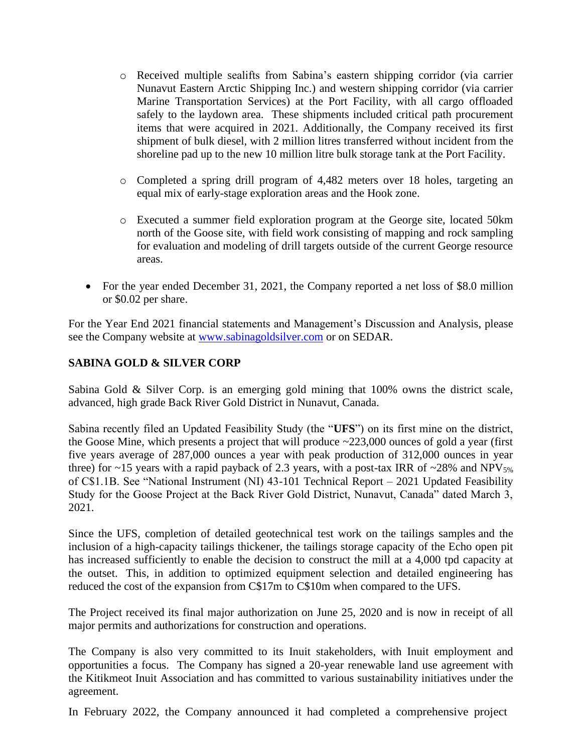- Received multiple sealifts from Sabina's eastern shipping corridor (via carrier Nunavut Eastern Arctic Shipping Inc.) and western shipping corridor (via carrier Marine Transportation Services) at the Port Facility, with all cargo offloaded safely to the laydown area. These shipments included critical path procurement items that were acquired in 2021. Additionally, the Company received its first shipment of bulk diesel, with 2 million litres transferred without incident from the shoreline pad up to the new 10 million litre bulk storage tank at the Port Facility.
- Completed a spring drill program of 4,482 meters over 18 holes, targeting an equal mix of early-stage exploration areas and the Hook zone.
- Executed a summer field exploration program at the George site, located 50km north of the Goose site, with field work consisting of mapping and rock sampling for evaluation and modeling of drill targets outside of the current George resource areas.

- For the year ended December 31, 2021, the Company reported a net loss of $8.0 million or $0.02 per share.

For the Year End 2021 financial statements and Management's Discussion and Analysis, please see the Company website at www.sabinagoldsilver.com or on SEDAR.

**SABINA GOLD & SILVER CORP**

Sabina Gold & Silver Corp. is an emerging gold mining that 100% owns the district scale, advanced, high grade Back River Gold District in Nunavut, Canada.

Sabina recently filed an Updated Feasibility Study (the "**UFS**") on its first mine on the district, the Goose Mine, which presents a project that will produce ~223,000 ounces of gold a year (first five years average of 287,000 ounces a year with peak production of 312,000 ounces in year three) for ~15 years with a rapid payback of 2.3 years, with a post-tax IRR of ~28% and $NPV_{5\%}$ of C$1.1B. See "National Instrument (NI) 43-101 Technical Report – 2021 Updated Feasibility Study for the Goose Project at the Back River Gold District, Nunavut, Canada" dated March 3, 2021.

Since the UFS, completion of detailed geotechnical test work on the tailings samples and the inclusion of a high-capacity tailings thickener, the tailings storage capacity of the Echo open pit has increased sufficiently to enable the decision to construct the mill at a 4,000 tpd capacity at the outset. This, in addition to optimized equipment selection and detailed engineering has reduced the cost of the expansion from C$17m to C$10m when compared to the UFS.

The Project received its final major authorization on June 25, 2020 and is now in receipt of all major permits and authorizations for construction and operations.

The Company is also very committed to its Inuit stakeholders, with Inuit employment and opportunities a focus. The Company has signed a 20-year renewable land use agreement with the Kitikmeot Inuit Association and has committed to various sustainability initiatives under the agreement.

In February 2022, the Company announced it had completed a comprehensive project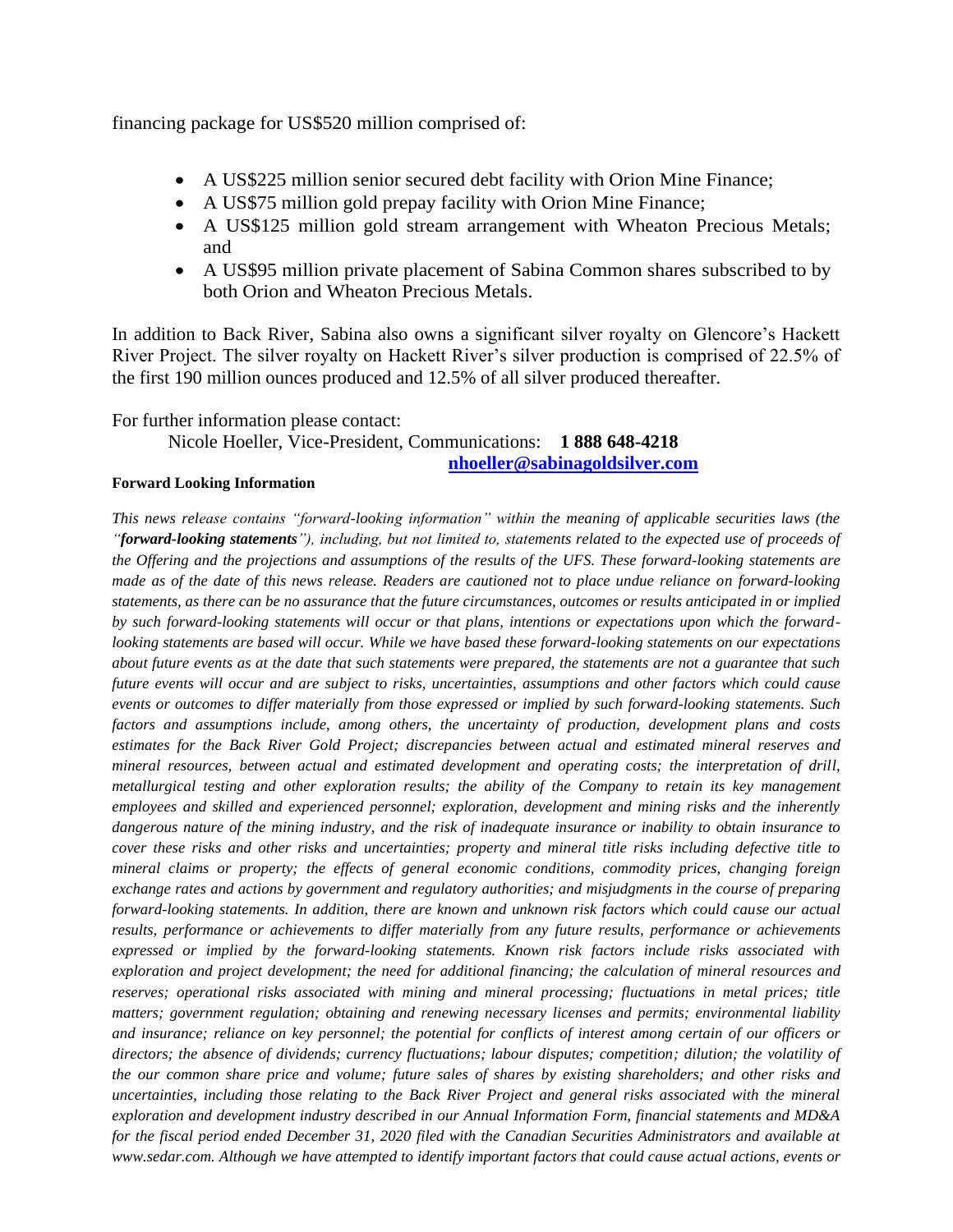financing package for US$520 million comprised of:

- A US$225 million senior secured debt facility with Orion Mine Finance;
- A US$75 million gold prepay facility with Orion Mine Finance;
- A US$125 million gold stream arrangement with Wheaton Precious Metals; and
- A US$95 million private placement of Sabina Common shares subscribed to by both Orion and Wheaton Precious Metals.

In addition to Back River, Sabina also owns a significant silver royalty on Glencore's Hackett River Project. The silver royalty on Hackett River's silver production is comprised of 22.5% of the first 190 million ounces produced and 12.5% of all silver produced thereafter.

For further information please contact:

Nicole Hoeller, Vice-President, Communications: **1 888 648-4218**
**nhoeller@sabinagoldsilver.com**

**Forward Looking Information**

*This news release contains "forward-looking information" within the meaning of applicable securities laws (the "**forward-looking statements**"), including, but not limited to, statements related to the expected use of proceeds of the Offering and the projections and assumptions of the results of the UFS. These forward-looking statements are made as of the date of this news release. Readers are cautioned not to place undue reliance on forward-looking statements, as there can be no assurance that the future circumstances, outcomes or results anticipated in or implied by such forward-looking statements will occur or that plans, intentions or expectations upon which the forward-looking statements are based will occur. While we have based these forward-looking statements on our expectations about future events as at the date that such statements were prepared, the statements are not a guarantee that such future events will occur and are subject to risks, uncertainties, assumptions and other factors which could cause events or outcomes to differ materially from those expressed or implied by such forward-looking statements. Such factors and assumptions include, among others, the uncertainty of production, development plans and costs estimates for the Back River Gold Project; discrepancies between actual and estimated mineral reserves and mineral resources, between actual and estimated development and operating costs; the interpretation of drill, metallurgical testing and other exploration results; the ability of the Company to retain its key management employees and skilled and experienced personnel; exploration, development and mining risks and the inherently dangerous nature of the mining industry, and the risk of inadequate insurance or inability to obtain insurance to cover these risks and other risks and uncertainties; property and mineral title risks including defective title to mineral claims or property; the effects of general economic conditions, commodity prices, changing foreign exchange rates and actions by government and regulatory authorities; and misjudgments in the course of preparing forward-looking statements. In addition, there are known and unknown risk factors which could cause our actual results, performance or achievements to differ materially from any future results, performance or achievements expressed or implied by the forward-looking statements. Known risk factors include risks associated with exploration and project development; the need for additional financing; the calculation of mineral resources and reserves; operational risks associated with mining and mineral processing; fluctuations in metal prices; title matters; government regulation; obtaining and renewing necessary licenses and permits; environmental liability and insurance; reliance on key personnel; the potential for conflicts of interest among certain of our officers or directors; the absence of dividends; currency fluctuations; labour disputes; competition; dilution; the volatility of the our common share price and volume; future sales of shares by existing shareholders; and other risks and uncertainties, including those relating to the Back River Project and general risks associated with the mineral exploration and development industry described in our Annual Information Form, financial statements and MD&A for the fiscal period ended December 31, 2020 filed with the Canadian Securities Administrators and available at www.sedar.com. Although we have attempted to identify important factors that could cause actual actions, events or*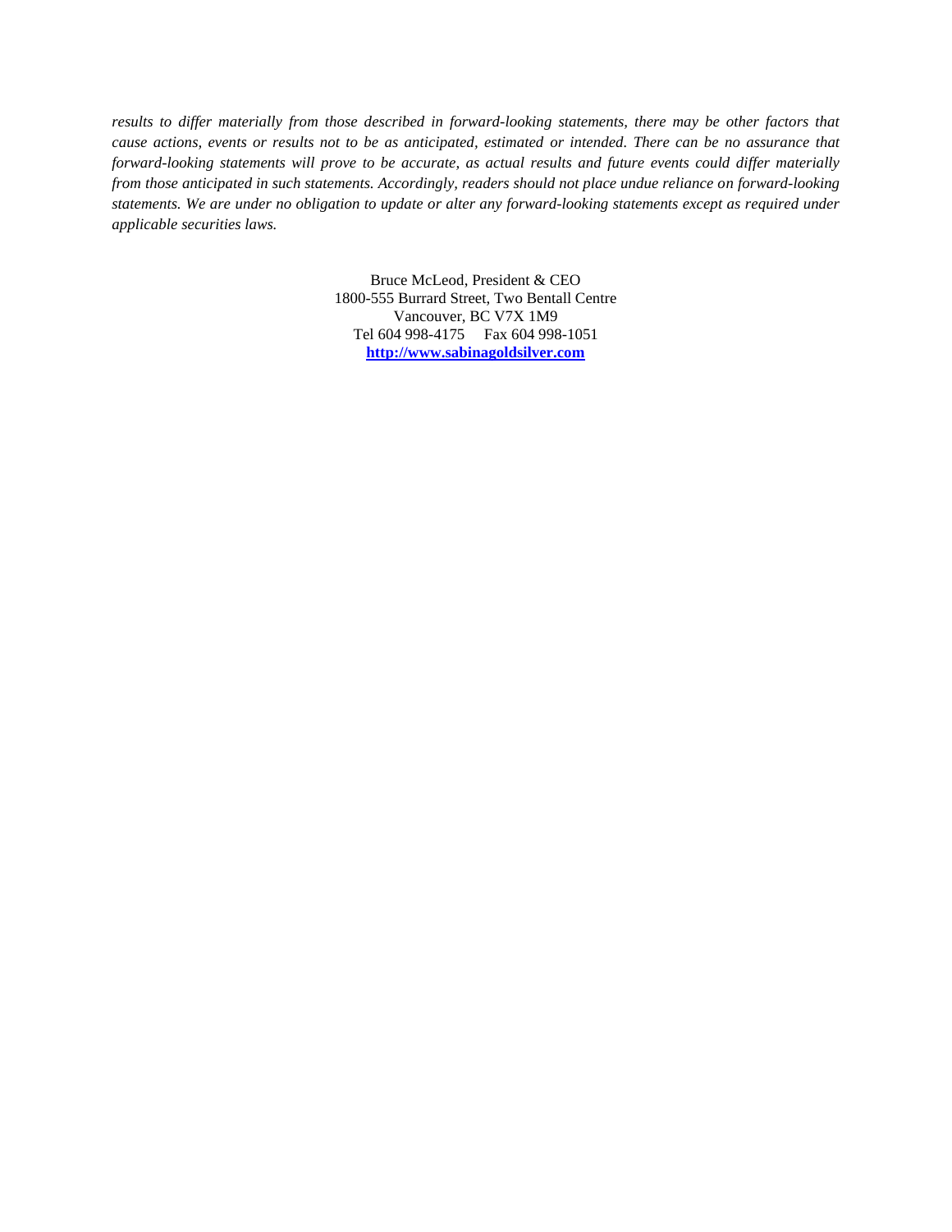*results to differ materially from those described in forward-looking statements, there may be other factors that cause actions, events or results not to be as anticipated, estimated or intended. There can be no assurance that forward-looking statements will prove to be accurate, as actual results and future events could differ materially from those anticipated in such statements. Accordingly, readers should not place undue reliance on forward-looking statements. We are under no obligation to update or alter any forward-looking statements except as required under applicable securities laws.*

Bruce McLeod, President & CEO
1800-555 Burrard Street, Two Bentall Centre
Vancouver, BC V7X 1M9
Tel 604 998-4175 Fax 604 998-1051
**http://www.sabinagoldsilver.com**